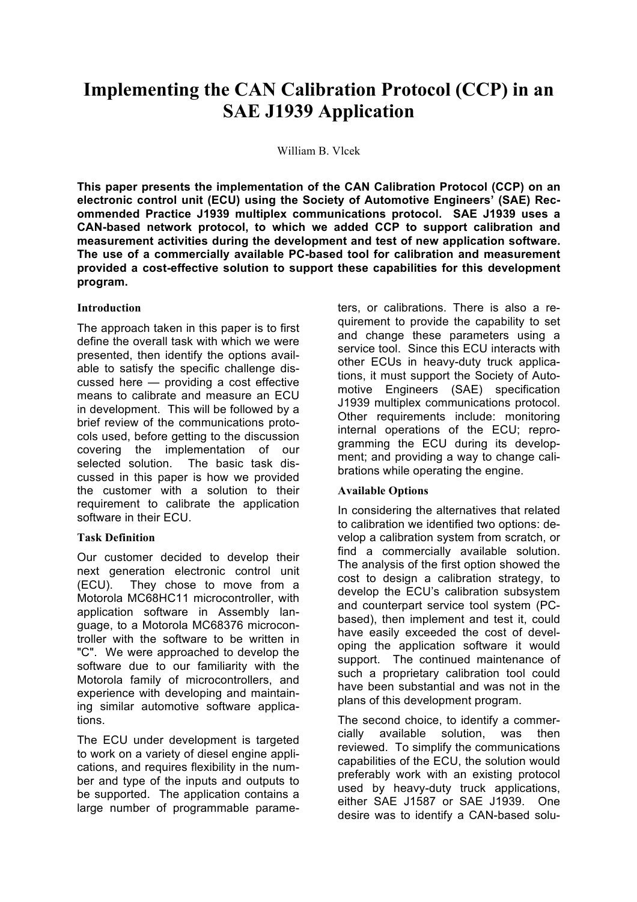# Implementing the CAN Calibration Protocol (CCP) in an SAE J1939 Application

William B. Vlcek

**This paper presents the implementation of the CAN Calibration Protocol (CCP) on an electronic control unit (ECU) using the Society of Automotive Engineers' (SAE) Recommended Practice J1939 multiplex communications protocol. SAE J1939 uses a CAN-based network protocol, to which we added CCP to support calibration and measurement activities during the development and test of new application software. The use of a commercially available PC-based tool for calibration and measurement provided a cost-effective solution to support these capabilities for this development program.**

## Introduction

The approach taken in this paper is to first define the overall task with which we were presented, then identify the options available to satisfy the specific challenge discussed here — providing a cost effective means to calibrate and measure an ECU in development. This will be followed by a brief review of the communications protocols used, before getting to the discussion covering the implementation of our selected solution. The basic task discussed in this paper is how we provided the customer with a solution to their requirement to calibrate the application software in their ECU.

## Task Definition

Our customer decided to develop their next generation electronic control unit (ECU). They chose to move from a Motorola MC68HC11 microcontroller, with application software in Assembly language, to a Motorola MC68376 microcontroller with the software to be written in "C". We were approached to develop the software due to our familiarity with the Motorola family of microcontrollers, and experience with developing and maintaining similar automotive software applications.

The ECU under development is targeted to work on a variety of diesel engine applications, and requires flexibility in the number and type of the inputs and outputs to be supported. The application contains a large number of programmable parameters, or calibrations. There is also a requirement to provide the capability to set and change these parameters using a service tool. Since this ECU interacts with other ECUs in heavy-duty truck applications, it must support the Society of Automotive Engineers (SAE) specification J1939 multiplex communications protocol. Other requirements include: monitoring internal operations of the ECU; reprogramming the ECU during its development; and providing a way to change calibrations while operating the engine.

## Available Options

In considering the alternatives that related to calibration we identified two options: develop a calibration system from scratch, or find a commercially available solution. The analysis of the first option showed the cost to design a calibration strategy, to develop the ECU's calibration subsystem and counterpart service tool system (PC-based), then implement and test it, could have easily exceeded the cost of developing the application software it would support. The continued maintenance of such a proprietary calibration tool could have been substantial and was not in the plans of this development program.

The second choice, to identify a commercially available solution, was then reviewed. To simplify the communications capabilities of the ECU, the solution would preferably work with an existing protocol used by heavy-duty truck applications, either SAE J1587 or SAE J1939. One desire was to identify a CAN-based solu-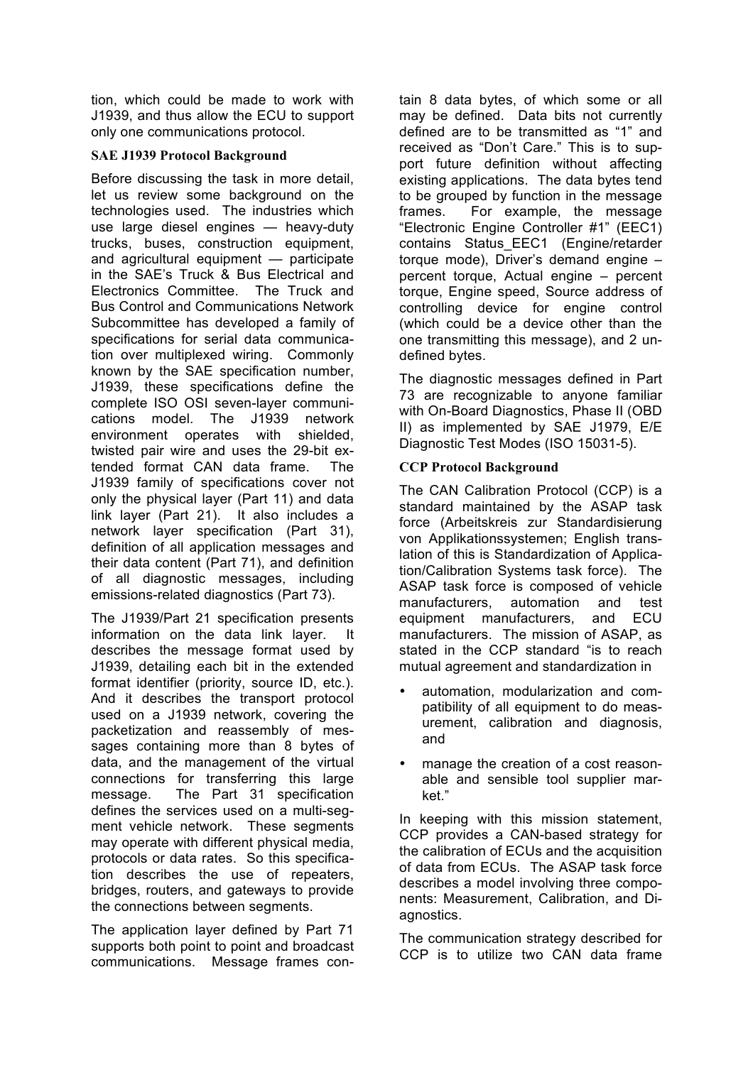tion, which could be made to work with J1939, and thus allow the ECU to support only one communications protocol.

### SAE J1939 Protocol Background

Before discussing the task in more detail, let us review some background on the technologies used. The industries which use large diesel engines — heavy-duty trucks, buses, construction equipment, and agricultural equipment — participate in the SAE's Truck & Bus Electrical and Electronics Committee. The Truck and Bus Control and Communications Network Subcommittee has developed a family of specifications for serial data communication over multiplexed wiring. Commonly known by the SAE specification number, J1939, these specifications define the complete ISO OSI seven-layer communications model. The J1939 network environment operates with shielded, twisted pair wire and uses the 29-bit extended format CAN data frame. The J1939 family of specifications cover not only the physical layer (Part 11) and data link layer (Part 21). It also includes a network layer specification (Part 31), definition of all application messages and their data content (Part 71), and definition of all diagnostic messages, including emissions-related diagnostics (Part 73).

The J1939/Part 21 specification presents information on the data link layer. It describes the message format used by J1939, detailing each bit in the extended format identifier (priority, source ID, etc.). And it describes the transport protocol used on a J1939 network, covering the packetization and reassembly of messages containing more than 8 bytes of data, and the management of the virtual connections for transferring this large message. The Part 31 specification defines the services used on a multi-segment vehicle network. These segments may operate with different physical media, protocols or data rates. So this specification describes the use of repeaters, bridges, routers, and gateways to provide the connections between segments.

The application layer defined by Part 71 supports both point to point and broadcast communications. Message frames contain 8 data bytes, of which some or all may be defined. Data bits not currently defined are to be transmitted as "1" and received as "Don't Care." This is to support future definition without affecting existing applications. The data bytes tend to be grouped by function in the message frames. For example, the message "Electronic Engine Controller #1" (EEC1) contains Status_EEC1 (Engine/retarder torque mode), Driver's demand engine – percent torque, Actual engine – percent torque, Engine speed, Source address of controlling device for engine control (which could be a device other than the one transmitting this message), and 2 undefined bytes.

The diagnostic messages defined in Part 73 are recognizable to anyone familiar with On-Board Diagnostics, Phase II (OBD II) as implemented by SAE J1979, E/E Diagnostic Test Modes (ISO 15031-5).

### CCP Protocol Background

The CAN Calibration Protocol (CCP) is a standard maintained by the ASAP task force (Arbeitskreis zur Standardisierung von Applikationssystemen; English translation of this is Standardization of Application/Calibration Systems task force). The ASAP task force is composed of vehicle manufacturers, automation and test equipment manufacturers, and ECU manufacturers. The mission of ASAP, as stated in the CCP standard "is to reach mutual agreement and standardization in

- automation, modularization and compatibility of all equipment to do measurement, calibration and diagnosis, and
- manage the creation of a cost reasonable and sensible tool supplier market."

In keeping with this mission statement, CCP provides a CAN-based strategy for the calibration of ECUs and the acquisition of data from ECUs. The ASAP task force describes a model involving three components: Measurement, Calibration, and Diagnostics.

The communication strategy described for CCP is to utilize two CAN data frame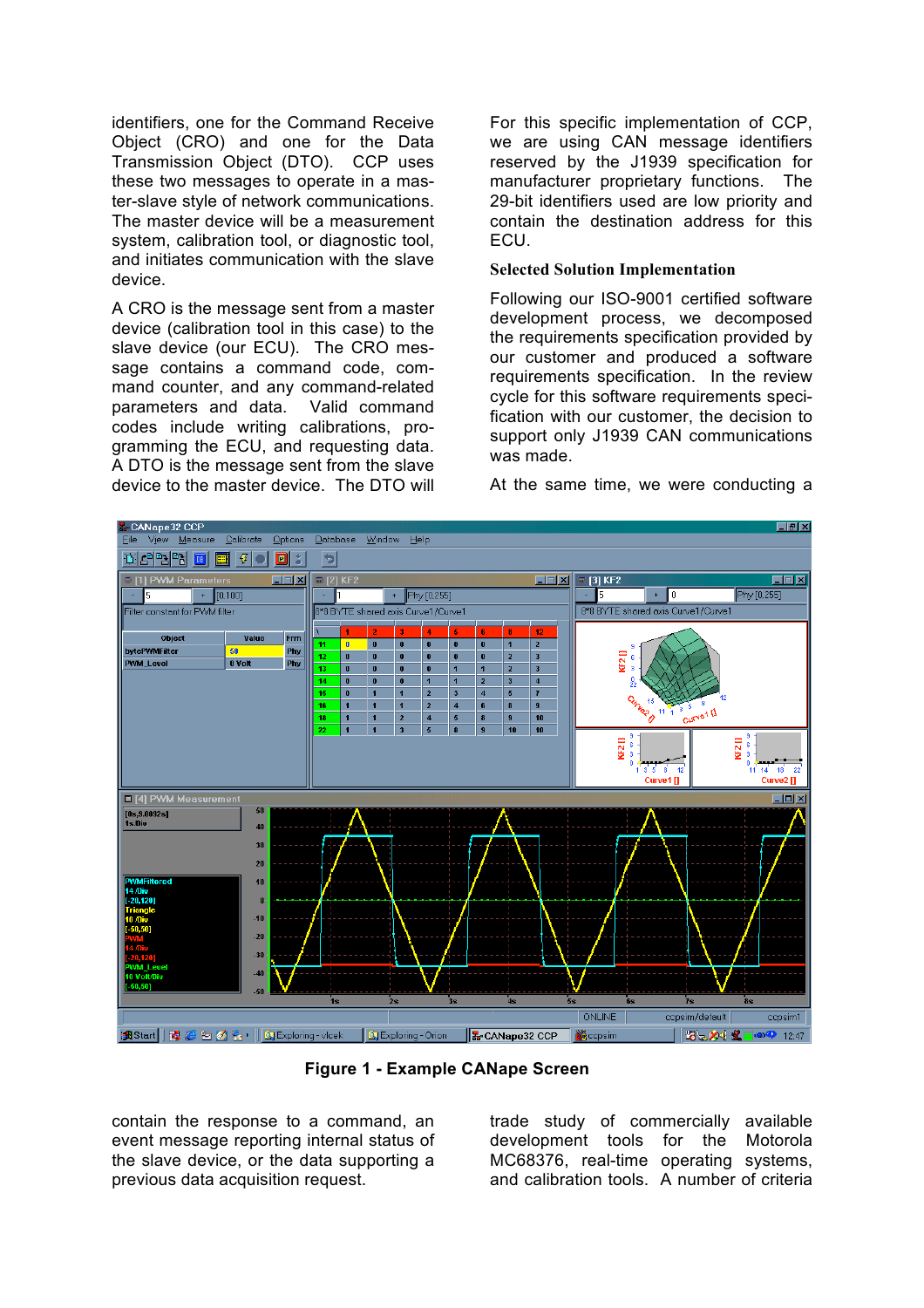identifiers, one for the Command Receive Object (CRO) and one for the Data Transmission Object (DTO). CCP uses these two messages to operate in a master-slave style of network communications. The master device will be a measurement system, calibration tool, or diagnostic tool, and initiates communication with the slave device.

A CRO is the message sent from a master device (calibration tool in this case) to the slave device (our ECU). The CRO message contains a command code, command counter, and any command-related parameters and data. Valid command codes include writing calibrations, programming the ECU, and requesting data. A DTO is the message sent from the slave device to the master device. The DTO will contain the response to a command, an event message reporting internal status of the slave device, or the data supporting a previous data acquisition request.

For this specific implementation of CCP, we are using CAN message identifiers reserved by the J1939 specification for manufacturer proprietary functions. The 29-bit identifiers used are low priority and contain the destination address for this ECU.

### Selected Solution Implementation

Following our ISO-9001 certified software development process, we decomposed the requirements specification provided by our customer and produced a software requirements specification. In the review cycle for this software requirements specification with our customer, the decision to support only J1939 CAN communications was made.

At the same time, we were conducting a trade study of commercially available development tools for the Motorola MC68376, real-time operating systems, and calibration tools. A number of criteria

**Figure 1 - Example CANape Screen**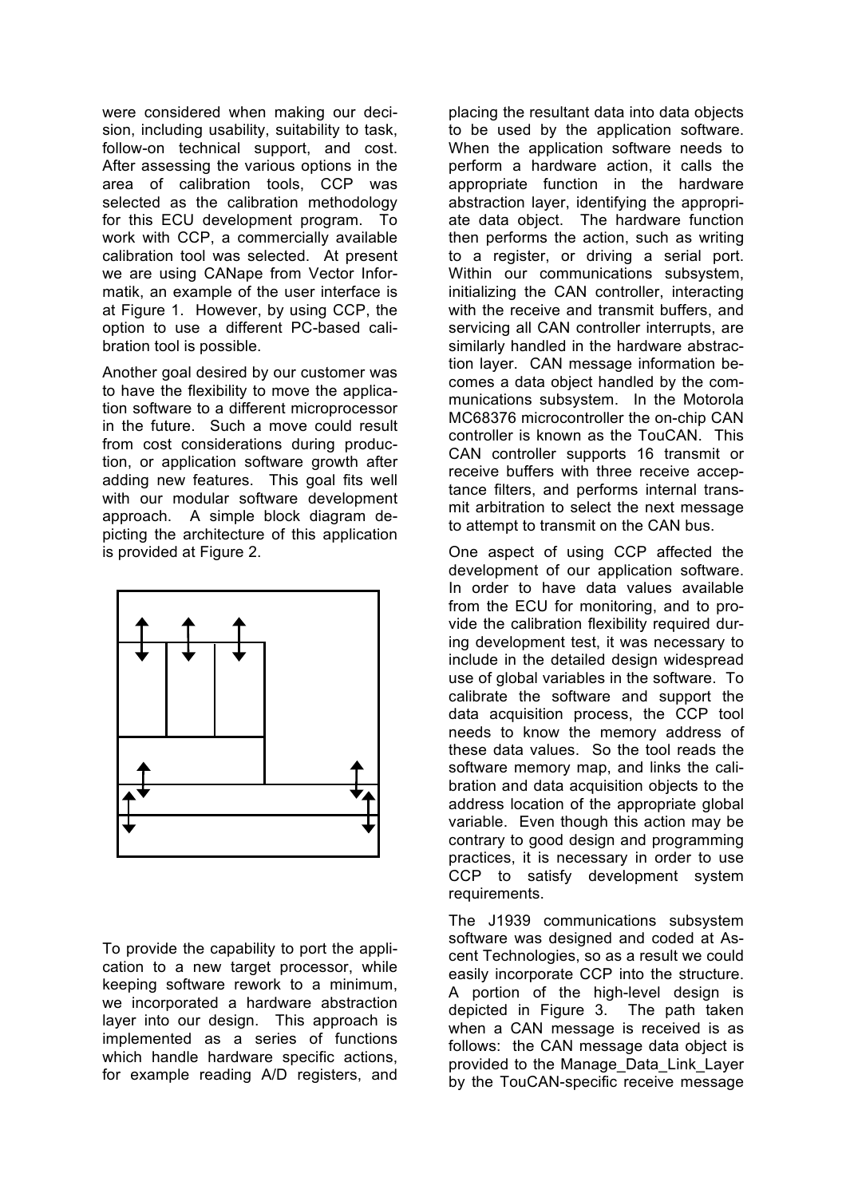were considered when making our decision, including usability, suitability to task, follow-on technical support, and cost. After assessing the various options in the area of calibration tools, CCP was selected as the calibration methodology for this ECU development program. To work with CCP, a commercially available calibration tool was selected. At present we are using CANape from Vector Informatik, an example of the user interface is at Figure 1. However, by using CCP, the option to use a different PC-based calibration tool is possible.

Another goal desired by our customer was to have the flexibility to move the application software to a different microprocessor in the future. Such a move could result from cost considerations during production, or application software growth after adding new features. This goal fits well with our modular software development approach. A simple block diagram depicting the architecture of this application is provided at Figure 2.

To provide the capability to port the application to a new target processor, while keeping software rework to a minimum, we incorporated a hardware abstraction layer into our design. This approach is implemented as a series of functions which handle hardware specific actions, for example reading A/D registers, and placing the resultant data into data objects to be used by the application software. When the application software needs to perform a hardware action, it calls the appropriate function in the hardware abstraction layer, identifying the appropriate data object. The hardware function then performs the action, such as writing to a register, or driving a serial port. Within our communications subsystem, initializing the CAN controller, interacting with the receive and transmit buffers, and servicing all CAN controller interrupts, are similarly handled in the hardware abstraction layer. CAN message information becomes a data object handled by the communications subsystem. In the Motorola MC68376 microcontroller the on-chip CAN controller is known as the TouCAN. This CAN controller supports 16 transmit or receive buffers with three receive acceptance filters, and performs internal transmit arbitration to select the next message to attempt to transmit on the CAN bus.

One aspect of using CCP affected the development of our application software. In order to have data values available from the ECU for monitoring, and to provide the calibration flexibility required during development test, it was necessary to include in the detailed design widespread use of global variables in the software. To calibrate the software and support the data acquisition process, the CCP tool needs to know the memory address of these data values. So the tool reads the software memory map, and links the calibration and data acquisition objects to the address location of the appropriate global variable. Even though this action may be contrary to good design and programming practices, it is necessary in order to use CCP to satisfy development system requirements.

The J1939 communications subsystem software was designed and coded at Ascent Technologies, so as a result we could easily incorporate CCP into the structure. A portion of the high-level design is depicted in Figure 3. The path taken when a CAN message is received is as follows: the CAN message data object is provided to the Manage_Data_Link_Layer by the TouCAN-specific receive message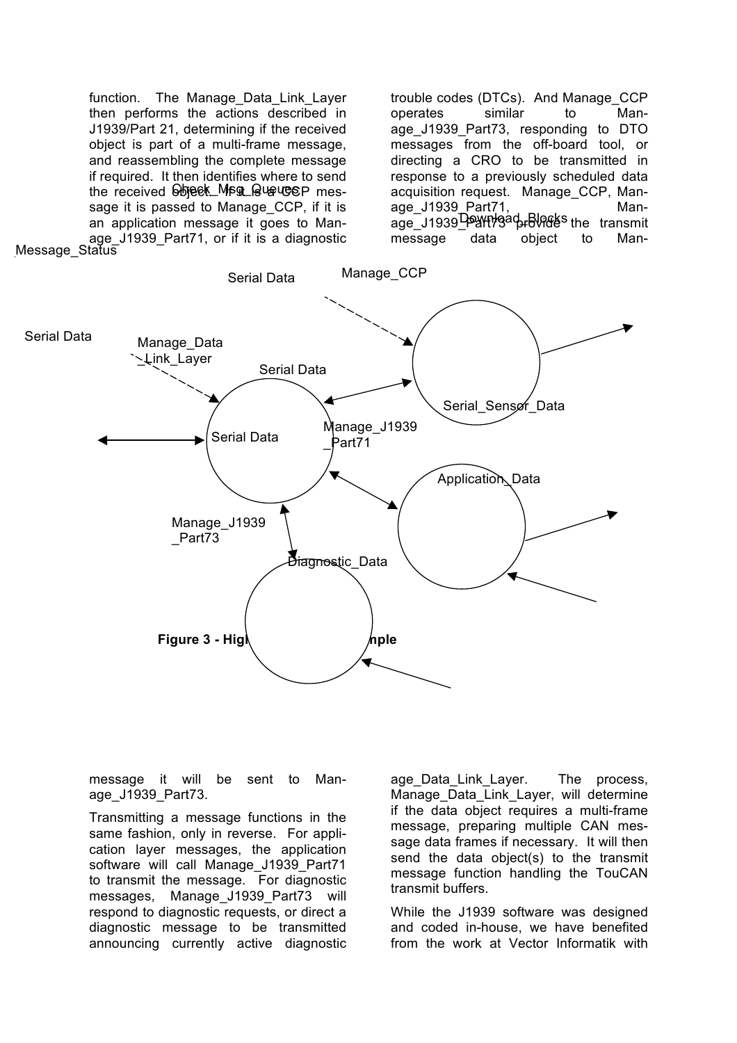function. The Manage_Data_Link_Layer then performs the actions described in J1939/Part 21, determining if the received object is part of a multi-frame message, and reassembling the complete message if required. It then identifies where to send the received object. If it is a CCP message it is passed to Manage_CCP, if it is an application message it goes to Manage_J1939_Part71, or if it is a diagnostic message it will be sent to Manage_J1939_Part73.

Transmitting a message functions in the same fashion, only in reverse. For application layer messages, the application software will call Manage_J1939_Part71 to transmit the message. For diagnostic messages, Manage_J1939_Part73 will respond to diagnostic requests, or direct a diagnostic message to be transmitted announcing currently active diagnostic trouble codes (DTCs). And Manage_CCP operates similar to Manage_J1939_Part73, responding to DTO messages from the off-board tool, or directing a CRO to be transmitted in response to a previously scheduled data acquisition request. Manage_CCP, Manage_J1939_Part71, Manage_J1939_Part73 provide the transmit message data object to Manage_Data_Link_Layer. The process, Manage_Data_Link_Layer, will determine if the data object requires a multi-frame message, preparing multiple CAN message data frames if necessary. It will then send the data object(s) to the transmit message function handling the TouCAN transmit buffers.

**Figure 3 - High Level Design Example**

While the J1939 software was designed and coded in-house, we have benefited from the work at Vector Informatik with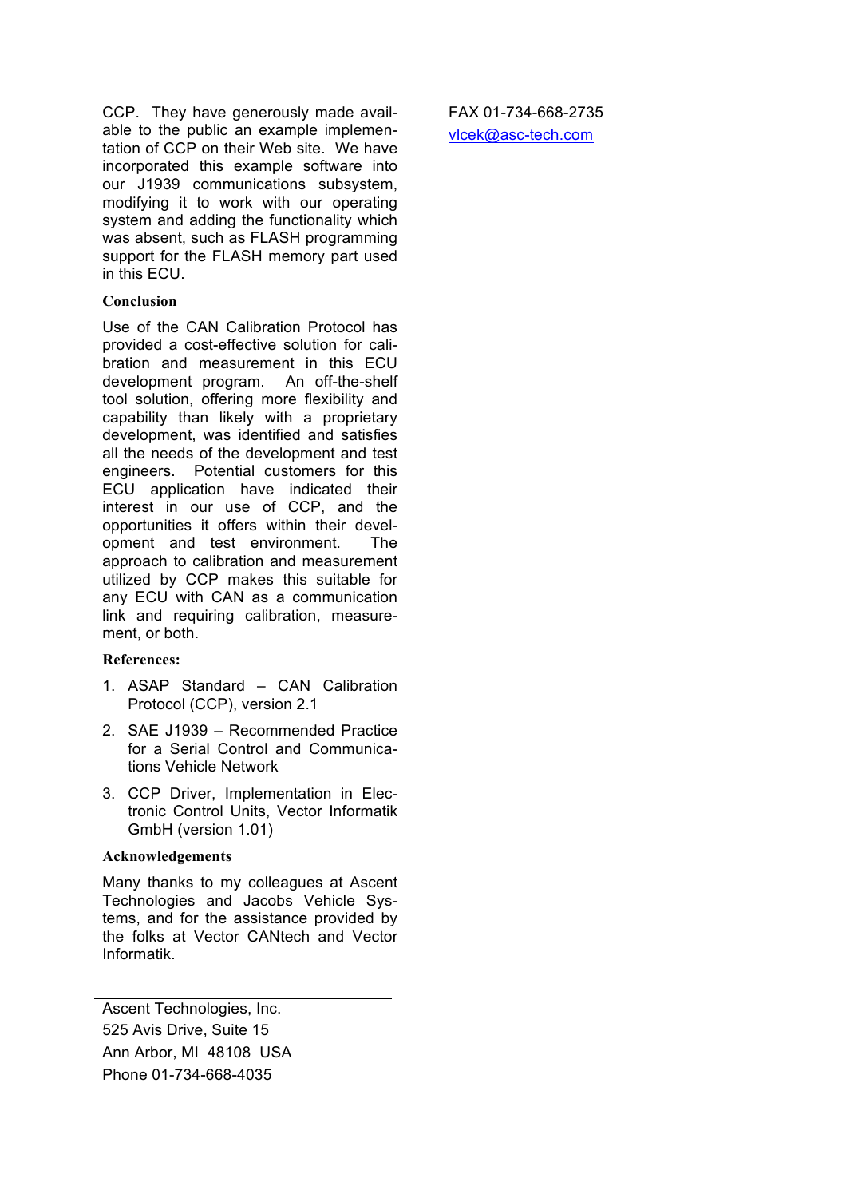CCP. They have generously made available to the public an example implementation of CCP on their Web site. We have incorporated this example software into our J1939 communications subsystem, modifying it to work with our operating system and adding the functionality which was absent, such as FLASH programming support for the FLASH memory part used in this ECU.

## Conclusion

Use of the CAN Calibration Protocol has provided a cost-effective solution for calibration and measurement in this ECU development program. An off-the-shelf tool solution, offering more flexibility and capability than likely with a proprietary development, was identified and satisfies all the needs of the development and test engineers. Potential customers for this ECU application have indicated their interest in our use of CCP, and the opportunities it offers within their development and test environment. The approach to calibration and measurement utilized by CCP makes this suitable for any ECU with CAN as a communication link and requiring calibration, measurement, or both.

## References:

1. ASAP Standard – CAN Calibration Protocol (CCP), version 2.1
2. SAE J1939 – Recommended Practice for a Serial Control and Communications Vehicle Network
3. CCP Driver, Implementation in Electronic Control Units, Vector Informatik GmbH (version 1.01)

## Acknowledgements

Many thanks to my colleagues at Ascent Technologies and Jacobs Vehicle Systems, and for the assistance provided by the folks at Vector CANtech and Vector Informatik.

---

Ascent Technologies, Inc.
525 Avis Drive, Suite 15
Ann Arbor, MI 48108 USA
Phone 01-734-668-4035
FAX 01-734-668-2735
vlcek@asc-tech.com